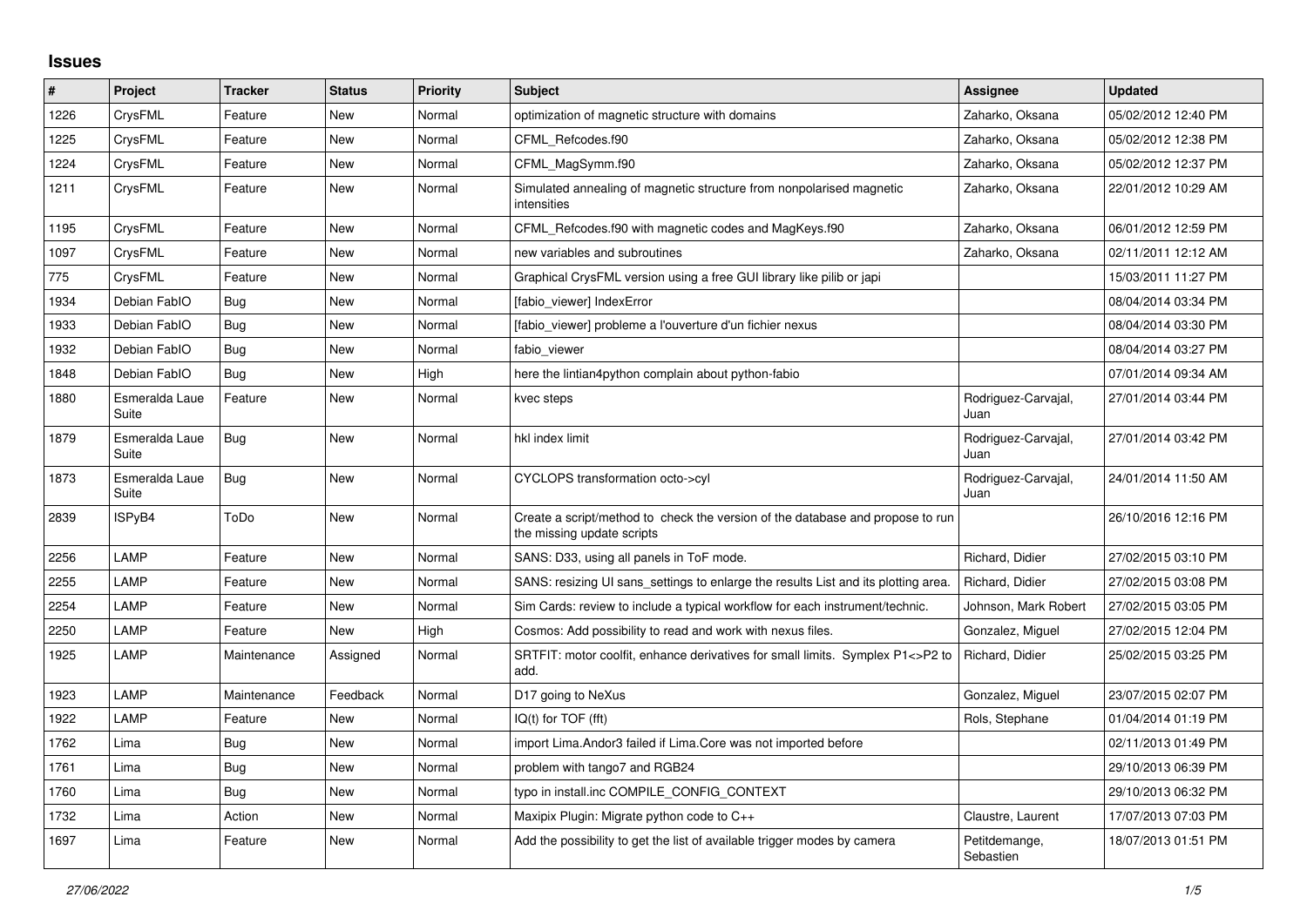# Issues

| # | Project | Tracker | Status | Priority | Subject | Assignee | Updated |
|---|---|---|---|---|---|---|---|
| 1226 | CrysFML | Feature | New | Normal | optimization of magnetic structure with domains | Zaharko, Oksana | 05/02/2012 12:40 PM |
| 1225 | CrysFML | Feature | New | Normal | CFML_Refcodes.f90 | Zaharko, Oksana | 05/02/2012 12:38 PM |
| 1224 | CrysFML | Feature | New | Normal | CFML_MagSymm.f90 | Zaharko, Oksana | 05/02/2012 12:37 PM |
| 1211 | CrysFML | Feature | New | Normal | Simulated annealing of magnetic structure from nonpolarised magnetic intensities | Zaharko, Oksana | 22/01/2012 10:29 AM |
| 1195 | CrysFML | Feature | New | Normal | CFML_Refcodes.f90 with magnetic codes and MagKeys.f90 | Zaharko, Oksana | 06/01/2012 12:59 PM |
| 1097 | CrysFML | Feature | New | Normal | new variables and subroutines | Zaharko, Oksana | 02/11/2011 12:12 AM |
| 775 | CrysFML | Feature | New | Normal | Graphical CrysFML version using a free GUI library like pilib or japi | | 15/03/2011 11:27 PM |
| 1934 | Debian FabIO | Bug | New | Normal | [fabio_viewer] IndexError | | 08/04/2014 03:34 PM |
| 1933 | Debian FabIO | Bug | New | Normal | [fabio_viewer] probleme a l'ouverture d'un fichier nexus | | 08/04/2014 03:30 PM |
| 1932 | Debian FabIO | Bug | New | Normal | fabio_viewer | | 08/04/2014 03:27 PM |
| 1848 | Debian FabIO | Bug | New | High | here the lintian4python complain about python-fabio | | 07/01/2014 09:34 AM |
| 1880 | Esmeralda Laue Suite | Feature | New | Normal | kvec steps | Rodriguez-Carvajal, Juan | 27/01/2014 03:44 PM |
| 1879 | Esmeralda Laue Suite | Bug | New | Normal | hkl index limit | Rodriguez-Carvajal, Juan | 27/01/2014 03:42 PM |
| 1873 | Esmeralda Laue Suite | Bug | New | Normal | CYCLOPS transformation octo->cyl | Rodriguez-Carvajal, Juan | 24/01/2014 11:50 AM |
| 2839 | ISPyB4 | ToDo | New | Normal | Create a script/method to check the version of the database and propose to run the missing update scripts | | 26/10/2016 12:16 PM |
| 2256 | LAMP | Feature | New | Normal | SANS: D33, using all panels in ToF mode. | Richard, Didier | 27/02/2015 03:10 PM |
| 2255 | LAMP | Feature | New | Normal | SANS: resizing UI sans_settings to enlarge the results List and its plotting area. | Richard, Didier | 27/02/2015 03:08 PM |
| 2254 | LAMP | Feature | New | Normal | Sim Cards: review to include a typical workflow for each instrument/technic. | Johnson, Mark Robert | 27/02/2015 03:05 PM |
| 2250 | LAMP | Feature | New | High | Cosmos: Add possibility to read and work with nexus files. | Gonzalez, Miguel | 27/02/2015 12:04 PM |
| 1925 | LAMP | Maintenance | Assigned | Normal | SRTFIT: motor coolfit, enhance derivatives for small limits. Symplex P1<>P2 to add. | Richard, Didier | 25/02/2015 03:25 PM |
| 1923 | LAMP | Maintenance | Feedback | Normal | D17 going to NeXus | Gonzalez, Miguel | 23/07/2015 02:07 PM |
| 1922 | LAMP | Feature | New | Normal | IQ(t) for TOF (fft) | Rols, Stephane | 01/04/2014 01:19 PM |
| 1762 | Lima | Bug | New | Normal | import Lima.Andor3 failed if Lima.Core was not imported before | | 02/11/2013 01:49 PM |
| 1761 | Lima | Bug | New | Normal | problem with tango7 and RGB24 | | 29/10/2013 06:39 PM |
| 1760 | Lima | Bug | New | Normal | typo in install.inc COMPILE_CONFIG_CONTEXT | | 29/10/2013 06:32 PM |
| 1732 | Lima | Action | New | Normal | Maxipix Plugin: Migrate python code to C++ | Claustre, Laurent | 17/07/2013 07:03 PM |
| 1697 | Lima | Feature | New | Normal | Add the possibility to get the list of available trigger modes by camera | Petitdemange, Sebastien | 18/07/2013 01:51 PM |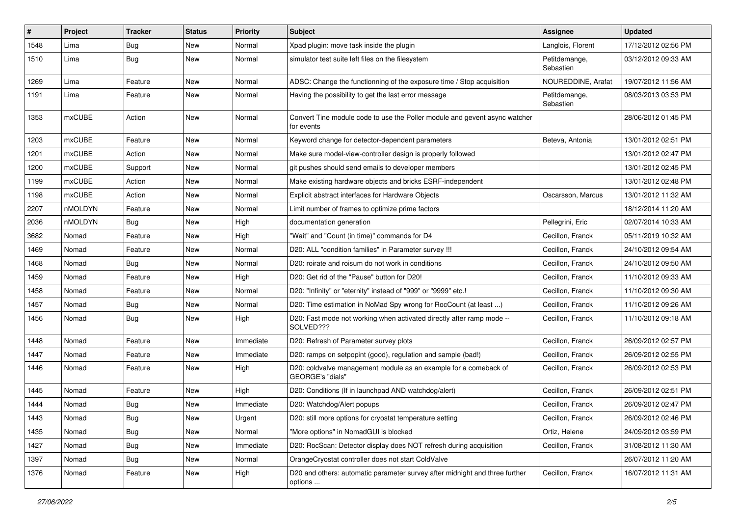| # | Project | Tracker | Status | Priority | Subject | Assignee | Updated |
|---|---|---|---|---|---|---|---|
| 1548 | Lima | Bug | New | Normal | Xpad plugin: move task inside the plugin | Langlois, Florent | 17/12/2012 02:56 PM |
| 1510 | Lima | Bug | New | Normal | simulator test suite left files on the filesystem | Petitdemange, Sebastien | 03/12/2012 09:33 AM |
| 1269 | Lima | Feature | New | Normal | ADSC: Change the functionning of the exposure time / Stop acquisition | NOUREDDINE, Arafat | 19/07/2012 11:56 AM |
| 1191 | Lima | Feature | New | Normal | Having the possibility to get the last error message | Petitdemange, Sebastien | 08/03/2013 03:53 PM |
| 1353 | mxCUBE | Action | New | Normal | Convert Tine module code to use the Poller module and gevent async watcher for events | | 28/06/2012 01:45 PM |
| 1203 | mxCUBE | Feature | New | Normal | Keyword change for detector-dependent parameters | Beteva, Antonia | 13/01/2012 02:51 PM |
| 1201 | mxCUBE | Action | New | Normal | Make sure model-view-controller design is properly followed | | 13/01/2012 02:47 PM |
| 1200 | mxCUBE | Support | New | Normal | git pushes should send emails to developer members | | 13/01/2012 02:45 PM |
| 1199 | mxCUBE | Action | New | Normal | Make existing hardware objects and bricks ESRF-independent | | 13/01/2012 02:48 PM |
| 1198 | mxCUBE | Action | New | Normal | Explicit abstract interfaces for Hardware Objects | Oscarsson, Marcus | 13/01/2012 11:32 AM |
| 2207 | nMOLDYN | Feature | New | Normal | Limit number of frames to optimize prime factors | | 18/12/2014 11:20 AM |
| 2036 | nMOLDYN | Bug | New | High | documentation generation | Pellegrini, Eric | 02/07/2014 10:33 AM |
| 3682 | Nomad | Feature | New | High | "Wait" and "Count (in time)" commands for D4 | Cecillon, Franck | 05/11/2019 10:32 AM |
| 1469 | Nomad | Feature | New | Normal | D20: ALL "condition families" in Parameter survey !!! | Cecillon, Franck | 24/10/2012 09:54 AM |
| 1468 | Nomad | Bug | New | Normal | D20: roirate and roisum do not work in conditions | Cecillon, Franck | 24/10/2012 09:50 AM |
| 1459 | Nomad | Feature | New | High | D20: Get rid of the "Pause" button for D20! | Cecillon, Franck | 11/10/2012 09:33 AM |
| 1458 | Nomad | Feature | New | Normal | D20: "Infinity" or "eternity" instead of "999" or "9999" etc.! | Cecillon, Franck | 11/10/2012 09:30 AM |
| 1457 | Nomad | Bug | New | Normal | D20: Time estimation in NoMad Spy wrong for RocCount (at least ...) | Cecillon, Franck | 11/10/2012 09:26 AM |
| 1456 | Nomad | Bug | New | High | D20: Fast mode not working when activated directly after ramp mode -- SOLVED??? | Cecillon, Franck | 11/10/2012 09:18 AM |
| 1448 | Nomad | Feature | New | Immediate | D20: Refresh of Parameter survey plots | Cecillon, Franck | 26/09/2012 02:57 PM |
| 1447 | Nomad | Feature | New | Immediate | D20: ramps on setpopint (good), regulation and sample (bad!) | Cecillon, Franck | 26/09/2012 02:55 PM |
| 1446 | Nomad | Feature | New | High | D20: coldvalve management module as an example for a comeback of GEORGE's "dials" | Cecillon, Franck | 26/09/2012 02:53 PM |
| 1445 | Nomad | Feature | New | High | D20: Conditions (If in launchpad AND watchdog/alert) | Cecillon, Franck | 26/09/2012 02:51 PM |
| 1444 | Nomad | Bug | New | Immediate | D20: Watchdog/Alert popups | Cecillon, Franck | 26/09/2012 02:47 PM |
| 1443 | Nomad | Bug | New | Urgent | D20: still more options for cryostat temperature setting | Cecillon, Franck | 26/09/2012 02:46 PM |
| 1435 | Nomad | Bug | New | Normal | "More options" in NomadGUI is blocked | Ortiz, Helene | 24/09/2012 03:59 PM |
| 1427 | Nomad | Bug | New | Immediate | D20: RocScan: Detector display does NOT refresh during acquisition | Cecillon, Franck | 31/08/2012 11:30 AM |
| 1397 | Nomad | Bug | New | Normal | OrangeCryostat controller does not start ColdValve | | 26/07/2012 11:20 AM |
| 1376 | Nomad | Feature | New | High | D20 and others: automatic parameter survey after midnight and three further options ... | Cecillon, Franck | 16/07/2012 11:31 AM |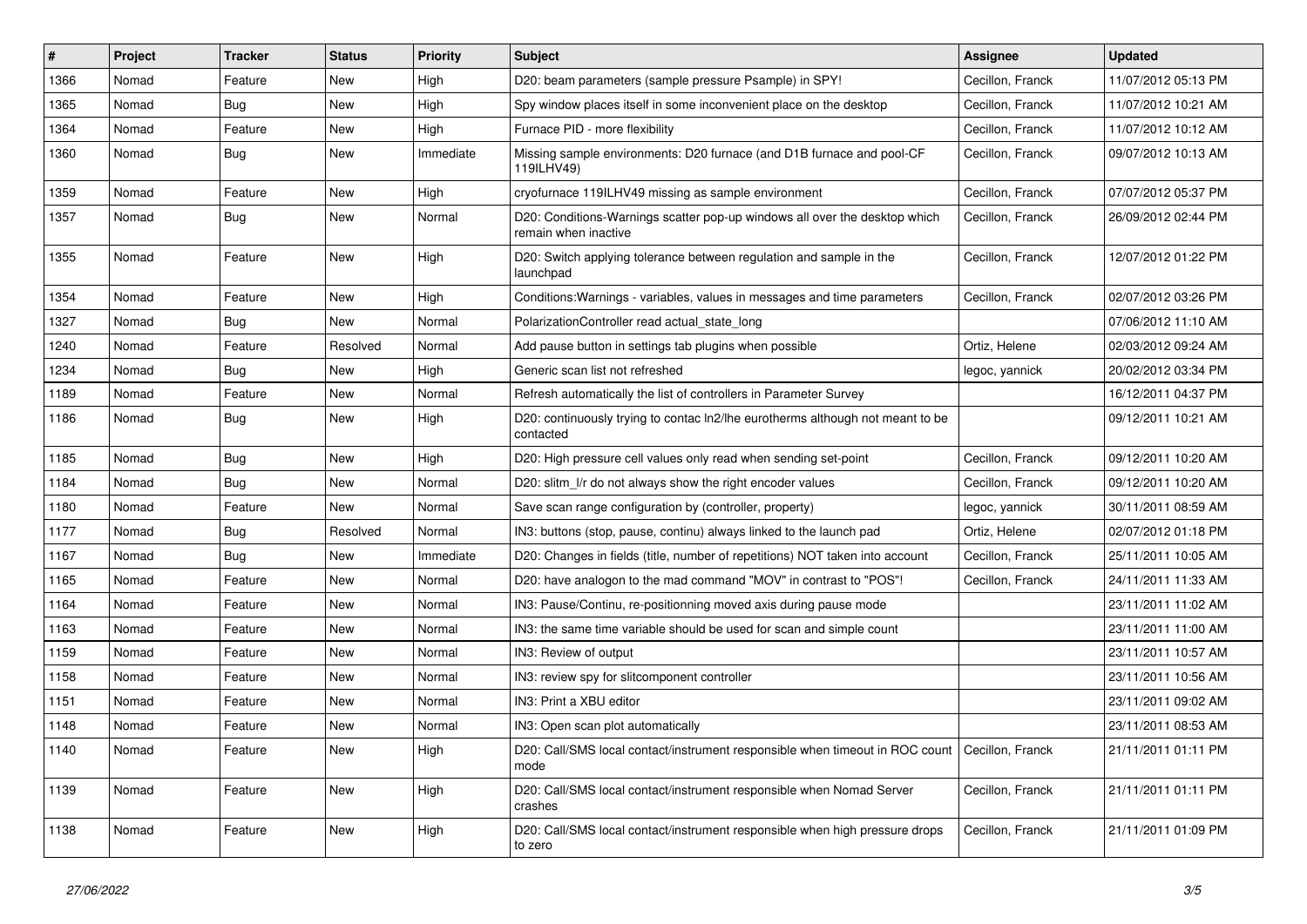| # | Project | Tracker | Status | Priority | Subject | Assignee | Updated |
|---|---|---|---|---|---|---|---|
| 1366 | Nomad | Feature | New | High | D20: beam parameters (sample pressure Psample) in SPY! | Cecillon, Franck | 11/07/2012 05:13 PM |
| 1365 | Nomad | Bug | New | High | Spy window places itself in some inconvenient place on the desktop | Cecillon, Franck | 11/07/2012 10:21 AM |
| 1364 | Nomad | Feature | New | High | Furnace PID - more flexibility | Cecillon, Franck | 11/07/2012 10:12 AM |
| 1360 | Nomad | Bug | New | Immediate | Missing sample environments: D20 furnace (and D1B furnace and pool-CF 119ILHV49) | Cecillon, Franck | 09/07/2012 10:13 AM |
| 1359 | Nomad | Feature | New | High | cryofurnace 119ILHV49 missing as sample environment | Cecillon, Franck | 07/07/2012 05:37 PM |
| 1357 | Nomad | Bug | New | Normal | D20: Conditions-Warnings scatter pop-up windows all over the desktop which remain when inactive | Cecillon, Franck | 26/09/2012 02:44 PM |
| 1355 | Nomad | Feature | New | High | D20: Switch applying tolerance between regulation and sample in the launchpad | Cecillon, Franck | 12/07/2012 01:22 PM |
| 1354 | Nomad | Feature | New | High | Conditions:Warnings - variables, values in messages and time parameters | Cecillon, Franck | 02/07/2012 03:26 PM |
| 1327 | Nomad | Bug | New | Normal | PolarizationController read actual_state_long | | 07/06/2012 11:10 AM |
| 1240 | Nomad | Feature | Resolved | Normal | Add pause button in settings tab plugins when possible | Ortiz, Helene | 02/03/2012 09:24 AM |
| 1234 | Nomad | Bug | New | High | Generic scan list not refreshed | legoc, yannick | 20/02/2012 03:34 PM |
| 1189 | Nomad | Feature | New | Normal | Refresh automatically the list of controllers in Parameter Survey | | 16/12/2011 04:37 PM |
| 1186 | Nomad | Bug | New | High | D20: continuously trying to contac ln2/lhe eurotherms although not meant to be contacted | | 09/12/2011 10:21 AM |
| 1185 | Nomad | Bug | New | High | D20: High pressure cell values only read when sending set-point | Cecillon, Franck | 09/12/2011 10:20 AM |
| 1184 | Nomad | Bug | New | Normal | D20: slitm_l/r do not always show the right encoder values | Cecillon, Franck | 09/12/2011 10:20 AM |
| 1180 | Nomad | Feature | New | Normal | Save scan range configuration by (controller, property) | legoc, yannick | 30/11/2011 08:59 AM |
| 1177 | Nomad | Bug | Resolved | Normal | IN3: buttons (stop, pause, continu) always linked to the launch pad | Ortiz, Helene | 02/07/2012 01:18 PM |
| 1167 | Nomad | Bug | New | Immediate | D20: Changes in fields (title, number of repetitions) NOT taken into account | Cecillon, Franck | 25/11/2011 10:05 AM |
| 1165 | Nomad | Feature | New | Normal | D20: have analogon to the mad command "MOV" in contrast to "POS"! | Cecillon, Franck | 24/11/2011 11:33 AM |
| 1164 | Nomad | Feature | New | Normal | IN3: Pause/Continu, re-positionning moved axis during pause mode | | 23/11/2011 11:02 AM |
| 1163 | Nomad | Feature | New | Normal | IN3: the same time variable should be used for scan and simple count | | 23/11/2011 11:00 AM |
| 1159 | Nomad | Feature | New | Normal | IN3: Review of output | | 23/11/2011 10:57 AM |
| 1158 | Nomad | Feature | New | Normal | IN3: review spy for slitcomponent controller | | 23/11/2011 10:56 AM |
| 1151 | Nomad | Feature | New | Normal | IN3: Print a XBU editor | | 23/11/2011 09:02 AM |
| 1148 | Nomad | Feature | New | Normal | IN3: Open scan plot automatically | | 23/11/2011 08:53 AM |
| 1140 | Nomad | Feature | New | High | D20: Call/SMS local contact/instrument responsible when timeout in ROC count mode | Cecillon, Franck | 21/11/2011 01:11 PM |
| 1139 | Nomad | Feature | New | High | D20: Call/SMS local contact/instrument responsible when Nomad Server crashes | Cecillon, Franck | 21/11/2011 01:11 PM |
| 1138 | Nomad | Feature | New | High | D20: Call/SMS local contact/instrument responsible when high pressure drops to zero | Cecillon, Franck | 21/11/2011 01:09 PM |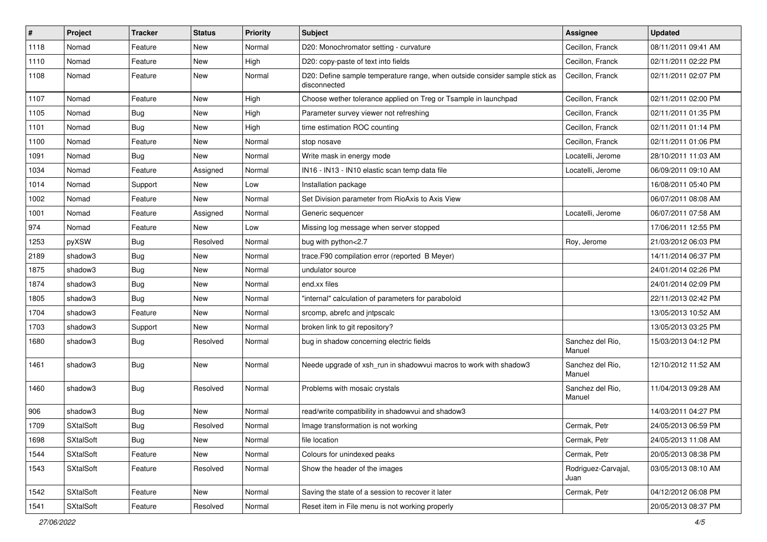| # | Project | Tracker | Status | Priority | Subject | Assignee | Updated |
|---|---|---|---|---|---|---|---|
| 1118 | Nomad | Feature | New | Normal | D20: Monochromator setting - curvature | Cecillon, Franck | 08/11/2011 09:41 AM |
| 1110 | Nomad | Feature | New | High | D20: copy-paste of text into fields | Cecillon, Franck | 02/11/2011 02:22 PM |
| 1108 | Nomad | Feature | New | Normal | D20: Define sample temperature range, when outside consider sample stick as disconnected | Cecillon, Franck | 02/11/2011 02:07 PM |
| 1107 | Nomad | Feature | New | High | Choose wether tolerance applied on Treg or Tsample in launchpad | Cecillon, Franck | 02/11/2011 02:00 PM |
| 1105 | Nomad | Bug | New | High | Parameter survey viewer not refreshing | Cecillon, Franck | 02/11/2011 01:35 PM |
| 1101 | Nomad | Bug | New | High | time estimation ROC counting | Cecillon, Franck | 02/11/2011 01:14 PM |
| 1100 | Nomad | Feature | New | Normal | stop nosave | Cecillon, Franck | 02/11/2011 01:06 PM |
| 1091 | Nomad | Bug | New | Normal | Write mask in energy mode | Locatelli, Jerome | 28/10/2011 11:03 AM |
| 1034 | Nomad | Feature | Assigned | Normal | IN16 - IN13 - IN10 elastic scan temp data file | Locatelli, Jerome | 06/09/2011 09:10 AM |
| 1014 | Nomad | Support | New | Low | Installation package | | 16/08/2011 05:40 PM |
| 1002 | Nomad | Feature | New | Normal | Set Division parameter from RioAxis to Axis View | | 06/07/2011 08:08 AM |
| 1001 | Nomad | Feature | Assigned | Normal | Generic sequencer | Locatelli, Jerome | 06/07/2011 07:58 AM |
| 974 | Nomad | Feature | New | Low | Missing log message when server stopped | | 17/06/2011 12:55 PM |
| 1253 | pyXSW | Bug | Resolved | Normal | bug with python<2.7 | Roy, Jerome | 21/03/2012 06:03 PM |
| 2189 | shadow3 | Bug | New | Normal | trace.F90 compilation error (reported B Meyer) | | 14/11/2014 06:37 PM |
| 1875 | shadow3 | Bug | New | Normal | undulator source | | 24/01/2014 02:26 PM |
| 1874 | shadow3 | Bug | New | Normal | end.xx files | | 24/01/2014 02:09 PM |
| 1805 | shadow3 | Bug | New | Normal | "internal" calculation of parameters for paraboloid | | 22/11/2013 02:42 PM |
| 1704 | shadow3 | Feature | New | Normal | srcomp, abrefc and jntpscalc | | 13/05/2013 10:52 AM |
| 1703 | shadow3 | Support | New | Normal | broken link to git repository? | | 13/05/2013 03:25 PM |
| 1680 | shadow3 | Bug | Resolved | Normal | bug in shadow concerning electric fields | Sanchez del Rio, Manuel | 15/03/2013 04:12 PM |
| 1461 | shadow3 | Bug | New | Normal | Neede upgrade of xsh_run in shadowvui macros to work with shadow3 | Sanchez del Rio, Manuel | 12/10/2012 11:52 AM |
| 1460 | shadow3 | Bug | Resolved | Normal | Problems with mosaic crystals | Sanchez del Rio, Manuel | 11/04/2013 09:28 AM |
| 906 | shadow3 | Bug | New | Normal | read/write compatibility in shadowvui and shadow3 | | 14/03/2011 04:27 PM |
| 1709 | SXtalSoft | Bug | Resolved | Normal | Image transformation is not working | Cermak, Petr | 24/05/2013 06:59 PM |
| 1698 | SXtalSoft | Bug | New | Normal | file location | Cermak, Petr | 24/05/2013 11:08 AM |
| 1544 | SXtalSoft | Feature | New | Normal | Colours for unindexed peaks | Cermak, Petr | 20/05/2013 08:38 PM |
| 1543 | SXtalSoft | Feature | Resolved | Normal | Show the header of the images | Rodriguez-Carvajal, Juan | 03/05/2013 08:10 AM |
| 1542 | SXtalSoft | Feature | New | Normal | Saving the state of a session to recover it later | Cermak, Petr | 04/12/2012 06:08 PM |
| 1541 | SXtalSoft | Feature | Resolved | Normal | Reset item in File menu is not working properly | | 20/05/2013 08:37 PM |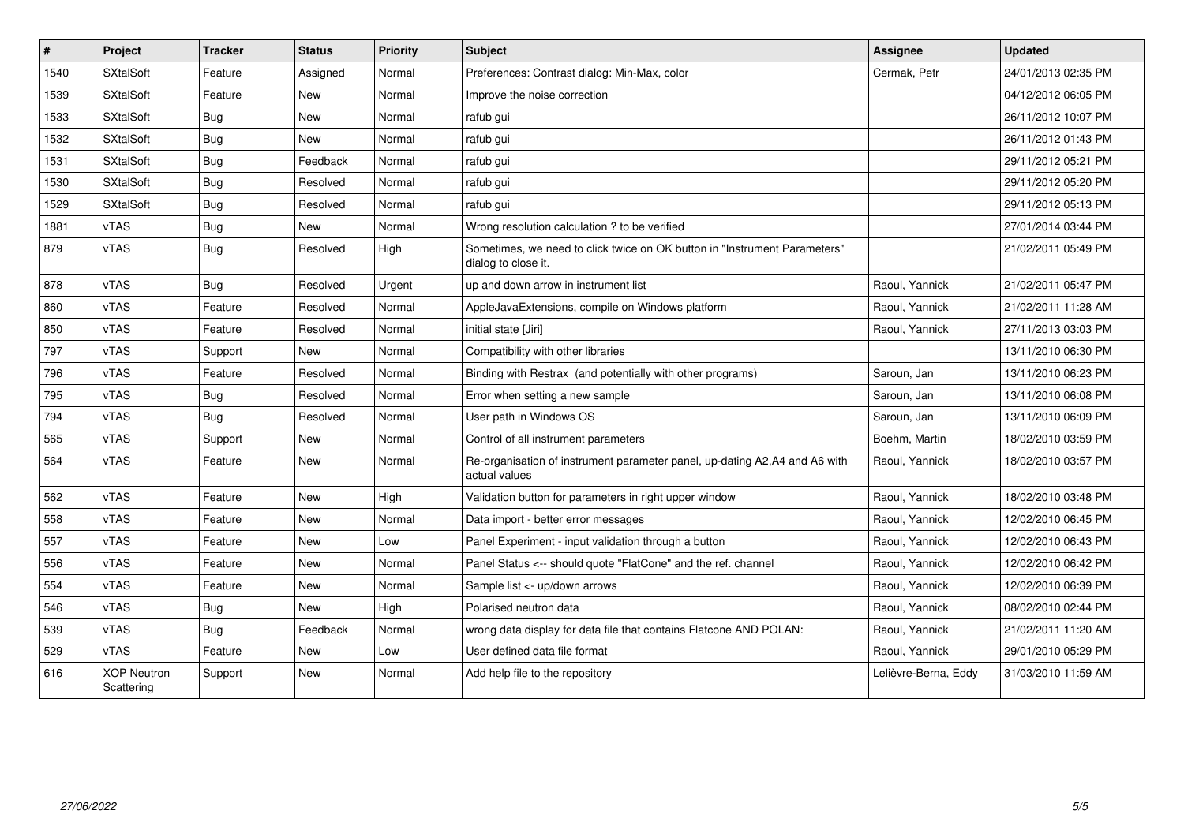| # | Project | Tracker | Status | Priority | Subject | Assignee | Updated |
|---|---|---|---|---|---|---|---|
| 1540 | SXtalSoft | Feature | Assigned | Normal | Preferences: Contrast dialog: Min-Max, color | Cermak, Petr | 24/01/2013 02:35 PM |
| 1539 | SXtalSoft | Feature | New | Normal | Improve the noise correction | | 04/12/2012 06:05 PM |
| 1533 | SXtalSoft | Bug | New | Normal | rafub gui | | 26/11/2012 10:07 PM |
| 1532 | SXtalSoft | Bug | New | Normal | rafub gui | | 26/11/2012 01:43 PM |
| 1531 | SXtalSoft | Bug | Feedback | Normal | rafub gui | | 29/11/2012 05:21 PM |
| 1530 | SXtalSoft | Bug | Resolved | Normal | rafub gui | | 29/11/2012 05:20 PM |
| 1529 | SXtalSoft | Bug | Resolved | Normal | rafub gui | | 29/11/2012 05:13 PM |
| 1881 | vTAS | Bug | New | Normal | Wrong resolution calculation ? to be verified | | 27/01/2014 03:44 PM |
| 879 | vTAS | Bug | Resolved | High | Sometimes, we need to click twice on OK button in "Instrument Parameters" dialog to close it. | | 21/02/2011 05:49 PM |
| 878 | vTAS | Bug | Resolved | Urgent | up and down arrow in instrument list | Raoul, Yannick | 21/02/2011 05:47 PM |
| 860 | vTAS | Feature | Resolved | Normal | AppleJavaExtensions, compile on Windows platform | Raoul, Yannick | 21/02/2011 11:28 AM |
| 850 | vTAS | Feature | Resolved | Normal | initial state [Jiri] | Raoul, Yannick | 27/11/2013 03:03 PM |
| 797 | vTAS | Support | New | Normal | Compatibility with other libraries | | 13/11/2010 06:30 PM |
| 796 | vTAS | Feature | Resolved | Normal | Binding with Restrax (and potentially with other programs) | Saroun, Jan | 13/11/2010 06:23 PM |
| 795 | vTAS | Bug | Resolved | Normal | Error when setting a new sample | Saroun, Jan | 13/11/2010 06:08 PM |
| 794 | vTAS | Bug | Resolved | Normal | User path in Windows OS | Saroun, Jan | 13/11/2010 06:09 PM |
| 565 | vTAS | Support | New | Normal | Control of all instrument parameters | Boehm, Martin | 18/02/2010 03:59 PM |
| 564 | vTAS | Feature | New | Normal | Re-organisation of instrument parameter panel, up-dating A2,A4 and A6 with actual values | Raoul, Yannick | 18/02/2010 03:57 PM |
| 562 | vTAS | Feature | New | High | Validation button for parameters in right upper window | Raoul, Yannick | 18/02/2010 03:48 PM |
| 558 | vTAS | Feature | New | Normal | Data import - better error messages | Raoul, Yannick | 12/02/2010 06:45 PM |
| 557 | vTAS | Feature | New | Low | Panel Experiment - input validation through a button | Raoul, Yannick | 12/02/2010 06:43 PM |
| 556 | vTAS | Feature | New | Normal | Panel Status <-- should quote "FlatCone" and the ref. channel | Raoul, Yannick | 12/02/2010 06:42 PM |
| 554 | vTAS | Feature | New | Normal | Sample list <- up/down arrows | Raoul, Yannick | 12/02/2010 06:39 PM |
| 546 | vTAS | Bug | New | High | Polarised neutron data | Raoul, Yannick | 08/02/2010 02:44 PM |
| 539 | vTAS | Bug | Feedback | Normal | wrong data display for data file that contains Flatcone AND POLAN: | Raoul, Yannick | 21/02/2011 11:20 AM |
| 529 | vTAS | Feature | New | Low | User defined data file format | Raoul, Yannick | 29/01/2010 05:29 PM |
| 616 | XOP Neutron Scattering | Support | New | Normal | Add help file to the repository | Lelièvre-Berna, Eddy | 31/03/2010 11:59 AM |